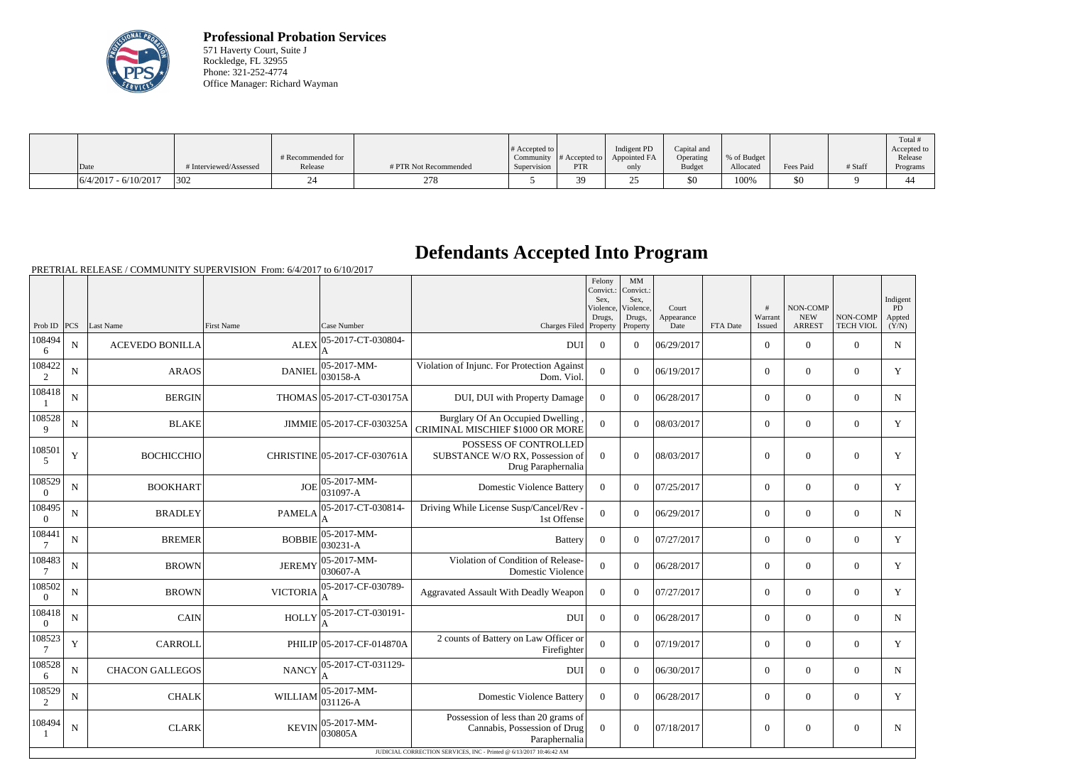**Professional Probation Services**
571 Haverty Court, Suite J
Rockledge, FL 32955
Phone: 321-252-4774
Office Manager: Richard Wayman

| Date | # Interviewed/Assessed | # Recommended for Release | # PTR Not Recommended | # Accepted to Community Supervision | # Accepted to PTR | Indigent PD Appointed FA only | Capital and Operating Budget | % of Budget Allocated | Fees Paid | # Staff | Total # Accepted to Release Programs |
|---|---|---|---|---|---|---|---|---|---|---|---|
| 6/4/2017 - 6/10/2017 | 302 | 24 | 278 | 5 | 39 | 25 | $0 | 100% | $0 | 9 | 44 |

# Defendants Accepted Into Program

PRETRIAL RELEASE / COMMUNITY SUPERVISION From: 6/4/2017 to 6/10/2017

| Prob ID | PCS | Last Name | First Name | Case Number | Charges Filed | Felony Convict.: Sex, Violence, Drugs, Property | MM Convict.: Sex, Violence, Drugs, Property | Court Appearance Date | FTA Date | # Warrant Issued | NON-COMP NEW ARREST | NON-COMP TECH VIOL | Indigent PD Appted (Y/N) |
|---|---|---|---|---|---|---|---|---|---|---|---|---|---|
| 1084946 | N | ACEVEDO BONILLA | ALEX | 05-2017-CT-030804-A | DUI | 0 | 0 | 06/29/2017 | | 0 | 0 | 0 | N |
| 1084222 | N | ARAOS | DANIEL | 05-2017-MM-030158-A | Violation of Injunc. For Protection Against Dom. Viol. | 0 | 0 | 06/19/2017 | | 0 | 0 | 0 | Y |
| 1084181 | N | BERGIN | THOMAS | 05-2017-CT-030175A | DUI, DUI with Property Damage | 0 | 0 | 06/28/2017 | | 0 | 0 | 0 | N |
| 1085289 | N | BLAKE | JIMMIE | 05-2017-CF-030325A | Burglary Of An Occupied Dwelling , CRIMINAL MISCHIEF $1000 OR MORE | 0 | 0 | 08/03/2017 | | 0 | 0 | 0 | Y |
| 1085015 | Y | BOCHICCHIO | CHRISTINE | 05-2017-CF-030761A | POSSESS OF CONTROLLED SUBSTANCE W/O RX, Possession of Drug Paraphernalia | 0 | 0 | 08/03/2017 | | 0 | 0 | 0 | Y |
| 1085290 | N | BOOKHART | JOE | 05-2017-MM-031097-A | Domestic Violence Battery | 0 | 0 | 07/25/2017 | | 0 | 0 | 0 | Y |
| 1084950 | N | BRADLEY | PAMELA | 05-2017-CT-030814-A | Driving While License Susp/Cancel/Rev - 1st Offense | 0 | 0 | 06/29/2017 | | 0 | 0 | 0 | N |
| 1084417 | N | BREMER | BOBBIE | 05-2017-MM-030231-A | Battery | 0 | 0 | 07/27/2017 | | 0 | 0 | 0 | Y |
| 1084837 | N | BROWN | JEREMY | 05-2017-MM-030607-A | Violation of Condition of Release-Domestic Violence | 0 | 0 | 06/28/2017 | | 0 | 0 | 0 | Y |
| 1085020 | N | BROWN | VICTORIA | 05-2017-CF-030789-A | Aggravated Assault With Deadly Weapon | 0 | 0 | 07/27/2017 | | 0 | 0 | 0 | Y |
| 1084180 | N | CAIN | HOLLY | 05-2017-CT-030191-A | DUI | 0 | 0 | 06/28/2017 | | 0 | 0 | 0 | N |
| 1085237 | Y | CARROLL | PHILIP | 05-2017-CF-014870A | 2 counts of Battery on Law Officer or Firefighter | 0 | 0 | 07/19/2017 | | 0 | 0 | 0 | Y |
| 1085286 | N | CHACON GALLEGOS | NANCY | 05-2017-CT-031129-A | DUI | 0 | 0 | 06/30/2017 | | 0 | 0 | 0 | N |
| 1085292 | N | CHALK | WILLIAM | 05-2017-MM-031126-A | Domestic Violence Battery | 0 | 0 | 06/28/2017 | | 0 | 0 | 0 | Y |
| 1084941 | N | CLARK | KEVIN | 05-2017-MM-030805A | Possession of less than 20 grams of Cannabis, Possession of Drug Paraphernalia | 0 | 0 | 07/18/2017 | | 0 | 0 | 0 | N |

JUDICIAL CORRECTION SERVICES, INC - Printed @ 6/13/2017 10:46:42 AM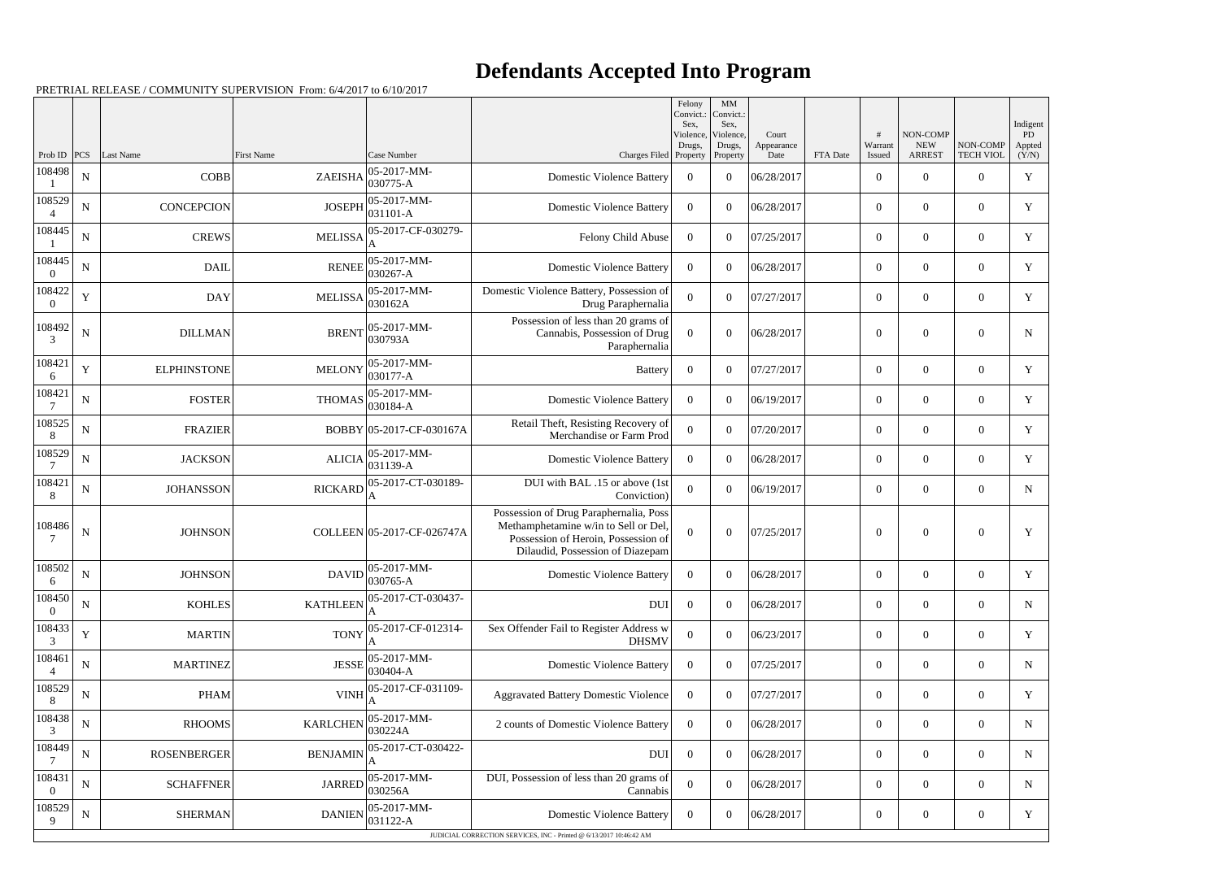# Defendants Accepted Into Program

PRETRIAL RELEASE / COMMUNITY SUPERVISION From: 6/4/2017 to 6/10/2017

| Prob ID | PCS | Last Name | First Name | Case Number | Charges Filed | Felony Convict.: Sex, Violence, Drugs, Property | MM Convict.: Sex, Violence, Drugs, Property | Court Appearance Date | FTA Date | # Warrant Issued | NON-COMP NEW ARREST | NON-COMP TECH VIOL | Indigent PD Appted (Y/N) |
|---|---|---|---|---|---|---|---|---|---|---|---|---|---|
| 1084981 | N | COBB | ZAEISHA | 05-2017-MM-030775-A | Domestic Violence Battery | 0 | 0 | 06/28/2017 | | 0 | 0 | 0 | Y |
| 1085294 | N | CONCEPCION | JOSEPH | 05-2017-MM-031101-A | Domestic Violence Battery | 0 | 0 | 06/28/2017 | | 0 | 0 | 0 | Y |
| 1084451 | N | CREWS | MELISSA | 05-2017-CF-030279-A | Felony Child Abuse | 0 | 0 | 07/25/2017 | | 0 | 0 | 0 | Y |
| 1084450 | N | DAIL | RENEE | 05-2017-MM-030267-A | Domestic Violence Battery | 0 | 0 | 06/28/2017 | | 0 | 0 | 0 | Y |
| 1084220 | Y | DAY | MELISSA | 05-2017-MM-030162A | Domestic Violence Battery, Possession of Drug Paraphernalia | 0 | 0 | 07/27/2017 | | 0 | 0 | 0 | Y |
| 1084923 | N | DILLMAN | BRENT | 05-2017-MM-030793A | Possession of less than 20 grams of Cannabis, Possession of Drug Paraphernalia | 0 | 0 | 06/28/2017 | | 0 | 0 | 0 | N |
| 1084216 | Y | ELPHINSTONE | MELONY | 05-2017-MM-030177-A | Battery | 0 | 0 | 07/27/2017 | | 0 | 0 | 0 | Y |
| 1084217 | N | FOSTER | THOMAS | 05-2017-MM-030184-A | Domestic Violence Battery | 0 | 0 | 06/19/2017 | | 0 | 0 | 0 | Y |
| 1085258 | N | FRAZIER | BOBBY | 05-2017-CF-030167A | Retail Theft, Resisting Recovery of Merchandise or Farm Prod | 0 | 0 | 07/20/2017 | | 0 | 0 | 0 | Y |
| 1085297 | N | JACKSON | ALICIA | 05-2017-MM-031139-A | Domestic Violence Battery | 0 | 0 | 06/28/2017 | | 0 | 0 | 0 | Y |
| 1084218 | N | JOHANSSON | RICKARD | 05-2017-CT-030189-A | DUI with BAL .15 or above (1st Conviction) | 0 | 0 | 06/19/2017 | | 0 | 0 | 0 | N |
| 1084867 | N | JOHNSON | COLLEEN | 05-2017-CF-026747A | Possession of Drug Paraphernalia, Poss Methamphetamine w/in to Sell or Del, Possession of Heroin, Possession of Dilaudid, Possession of Diazepam | 0 | 0 | 07/25/2017 | | 0 | 0 | 0 | Y |
| 1085026 | N | JOHNSON | DAVID | 05-2017-MM-030765-A | Domestic Violence Battery | 0 | 0 | 06/28/2017 | | 0 | 0 | 0 | Y |
| 1084500 | N | KOHLES | KATHLEEN | 05-2017-CT-030437-A | DUI | 0 | 0 | 06/28/2017 | | 0 | 0 | 0 | N |
| 1084333 | Y | MARTIN | TONY | 05-2017-CF-012314-A | Sex Offender Fail to Register Address w DHSMV | 0 | 0 | 06/23/2017 | | 0 | 0 | 0 | Y |
| 1084614 | N | MARTINEZ | JESSE | 05-2017-MM-030404-A | Domestic Violence Battery | 0 | 0 | 07/25/2017 | | 0 | 0 | 0 | N |
| 1085298 | N | PHAM | VINH | 05-2017-CF-031109-A | Aggravated Battery Domestic Violence | 0 | 0 | 07/27/2017 | | 0 | 0 | 0 | Y |
| 1084383 | N | RHOOMS | KARLCHEN | 05-2017-MM-030224A | 2 counts of Domestic Violence Battery | 0 | 0 | 06/28/2017 | | 0 | 0 | 0 | N |
| 1084497 | N | ROSENBERGER | BENJAMIN | 05-2017-CT-030422-A | DUI | 0 | 0 | 06/28/2017 | | 0 | 0 | 0 | N |
| 1084310 | N | SCHAFFNER | JARRED | 05-2017-MM-030256A | DUI, Possession of less than 20 grams of Cannabis | 0 | 0 | 06/28/2017 | | 0 | 0 | 0 | N |
| 1085299 | N | SHERMAN | DANIEN | 05-2017-MM-031122-A | Domestic Violence Battery | 0 | 0 | 06/28/2017 | | 0 | 0 | 0 | Y |

JUDICIAL CORRECTION SERVICES, INC - Printed @ 6/13/2017 10:46:42 AM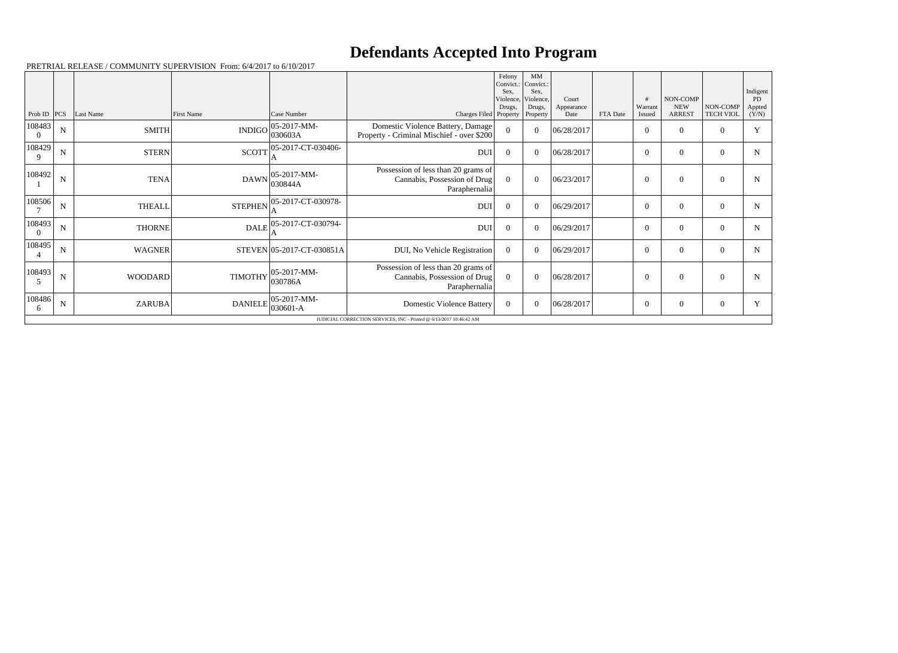# Defendants Accepted Into Program

PRETRIAL RELEASE / COMMUNITY SUPERVISION From: 6/4/2017 to 6/10/2017

| Prob ID | PCS | Last Name | First Name | Case Number | Charges Filed | Felony Convict.: Sex, Violence, Drugs, Property | MM Convict.: Sex, Violence, Drugs, Property | Court Appearance Date | FTA Date | # Warrant Issued | NON-COMP NEW ARREST | NON-COMP TECH VIOL | Indigent PD Appted (Y/N) |
|---|---|---|---|---|---|---|---|---|---|---|---|---|---|
| 1084830 | N | SMITH | INDIGO | 05-2017-MM-030603A | Domestic Violence Battery, Damage Property - Criminal Mischief - over $200 | 0 | 0 | 06/28/2017 | | 0 | 0 | 0 | Y |
| 1084299 | N | STERN | SCOTT | 05-2017-CT-030406-A | DUI | 0 | 0 | 06/28/2017 | | 0 | 0 | 0 | N |
| 1084921 | N | TENA | DAWN | 05-2017-MM-030844A | Possession of less than 20 grams of Cannabis, Possession of Drug Paraphernalia | 0 | 0 | 06/23/2017 | | 0 | 0 | 0 | N |
| 1085067 | N | THEALL | STEPHEN | 05-2017-CT-030978-A | DUI | 0 | 0 | 06/29/2017 | | 0 | 0 | 0 | N |
| 1084930 | N | THORNE | DALE | 05-2017-CT-030794-A | DUI | 0 | 0 | 06/29/2017 | | 0 | 0 | 0 | N |
| 1084954 | N | WAGNER | STEVEN | 05-2017-CT-030851A | DUI, No Vehicle Registration | 0 | 0 | 06/29/2017 | | 0 | 0 | 0 | N |
| 1084935 | N | WOODARD | TIMOTHY | 05-2017-MM-030786A | Possession of less than 20 grams of Cannabis, Possession of Drug Paraphernalia | 0 | 0 | 06/28/2017 | | 0 | 0 | 0 | N |
| 1084866 | N | ZARUBA | DANIELE | 05-2017-MM-030601-A | Domestic Violence Battery | 0 | 0 | 06/28/2017 | | 0 | 0 | 0 | Y |

JUDICIAL CORRECTION SERVICES, INC - Printed @ 6/13/2017 10:46:42 AM